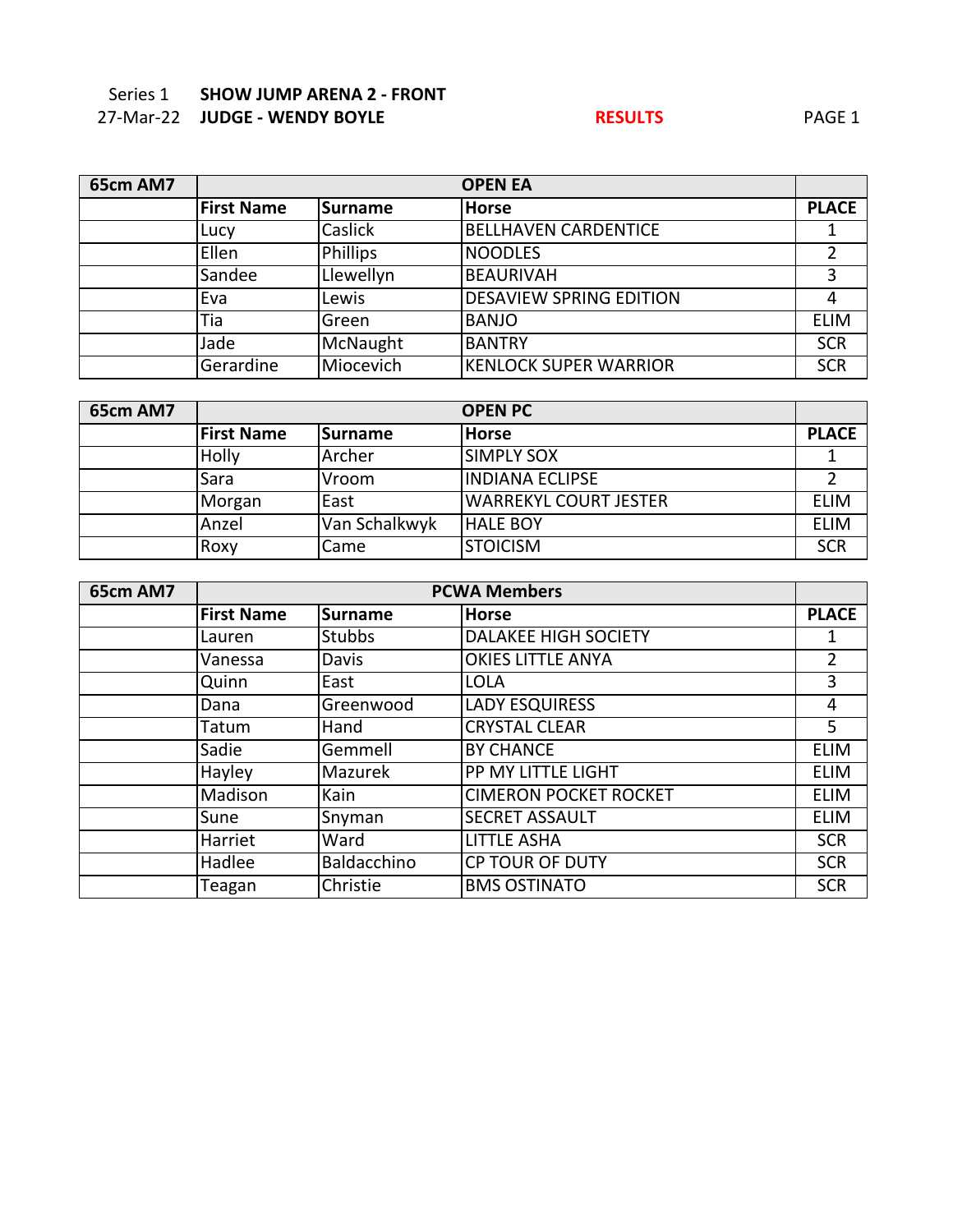Series 1 **SHOW JUMP ARENA 2 - FRONT**

27-Mar-22 **JUDGE - WENDY BOYLE** **RESULTS**

| 65cm AM7 | OPEN EA | | | |
|---|---|---|---|---|
| | **First Name** | **Surname** | **Horse** | **PLACE** |
| | Lucy | Caslick | BELLHAVEN CARDENTICE | 1 |
| | Ellen | Phillips | NOODLES | 2 |
| | Sandee | Llewellyn | BEAURIVAH | 3 |
| | Eva | Lewis | DESAVIEW SPRING EDITION | 4 |
| | Tia | Green | BANJO | ELIM |
| | Jade | McNaught | BANTRY | SCR |
| | Gerardine | Miocevich | KENLOCK SUPER WARRIOR | SCR |

| 65cm AM7 | OPEN PC | | | |
|---|---|---|---|---|
| | **First Name** | **Surname** | **Horse** | **PLACE** |
| | Holly | Archer | SIMPLY SOX | 1 |
| | Sara | Vroom | INDIANA ECLIPSE | 2 |
| | Morgan | East | WARREKYL COURT JESTER | ELIM |
| | Anzel | Van Schalkwyk | HALE BOY | ELIM |
| | Roxy | Came | STOICISM | SCR |

| 65cm AM7 | PCWA Members | | | |
|---|---|---|---|---|
| | **First Name** | **Surname** | **Horse** | **PLACE** |
| | Lauren | Stubbs | DALAKEE HIGH SOCIETY | 1 |
| | Vanessa | Davis | OKIES LITTLE ANYA | 2 |
| | Quinn | East | LOLA | 3 |
| | Dana | Greenwood | LADY ESQUIRESS | 4 |
| | Tatum | Hand | CRYSTAL CLEAR | 5 |
| | Sadie | Gemmell | BY CHANCE | ELIM |
| | Hayley | Mazurek | PP MY LITTLE LIGHT | ELIM |
| | Madison | Kain | CIMERON POCKET ROCKET | ELIM |
| | Sune | Snyman | SECRET ASSAULT | ELIM |
| | Harriet | Ward | LITTLE ASHA | SCR |
| | Hadlee | Baldacchino | CP TOUR OF DUTY | SCR |
| | Teagan | Christie | BMS OSTINATO | SCR |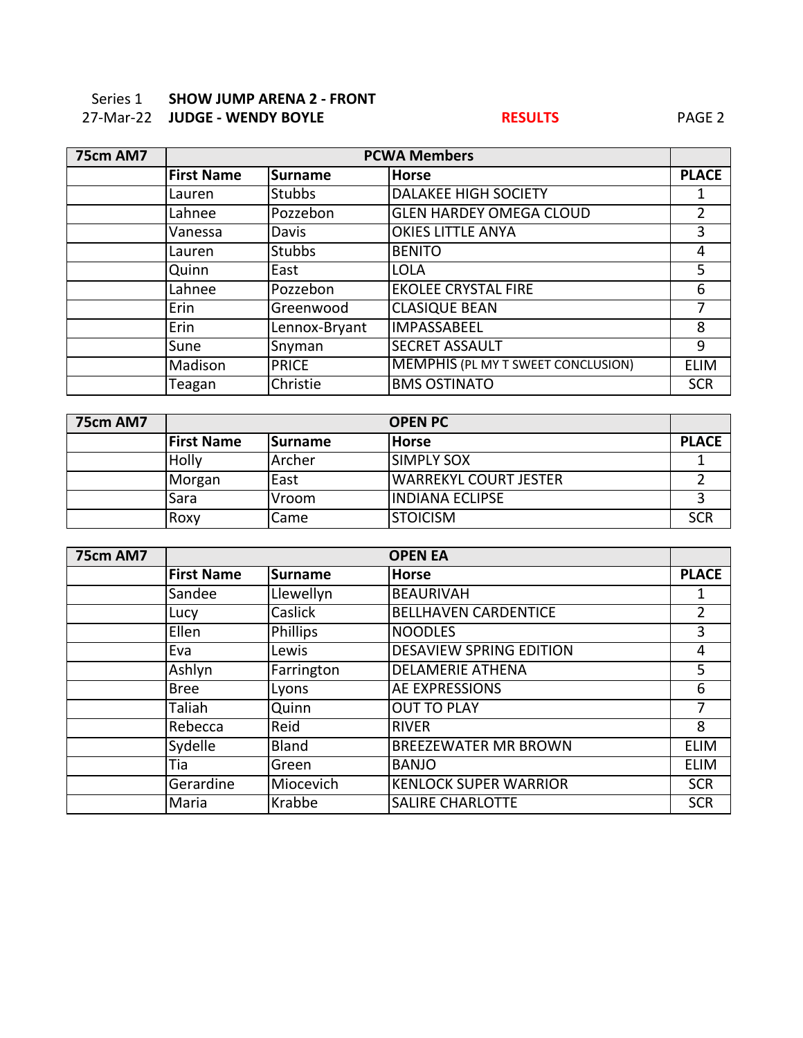Series 1 **SHOW JUMP ARENA 2 - FRONT**

27-Mar-22 **JUDGE - WENDY BOYLE**

**RESULTS**

| 75cm AM7 | PCWA Members | | | |
|---|---|---|---|---|
| | **First Name** | **Surname** | **Horse** | **PLACE** |
| | Lauren | Stubbs | DALAKEE HIGH SOCIETY | 1 |
| | Lahnee | Pozzebon | GLEN HARDEY OMEGA CLOUD | 2 |
| | Vanessa | Davis | OKIES LITTLE ANYA | 3 |
| | Lauren | Stubbs | BENITO | 4 |
| | Quinn | East | LOLA | 5 |
| | Lahnee | Pozzebon | EKOLEE CRYSTAL FIRE | 6 |
| | Erin | Greenwood | CLASIQUE BEAN | 7 |
| | Erin | Lennox-Bryant | IMPASSABEEL | 8 |
| | Sune | Snyman | SECRET ASSAULT | 9 |
| | Madison | PRICE | MEMPHIS (PL MY T SWEET CONCLUSION) | ELIM |
| | Teagan | Christie | BMS OSTINATO | SCR |

| 75cm AM7 | OPEN PC | | | |
|---|---|---|---|---|
| | **First Name** | **Surname** | **Horse** | **PLACE** |
| | Holly | Archer | SIMPLY SOX | 1 |
| | Morgan | East | WARREKYL COURT JESTER | 2 |
| | Sara | Vroom | INDIANA ECLIPSE | 3 |
| | Roxy | Came | STOICISM | SCR |

| 75cm AM7 | OPEN EA | | | |
|---|---|---|---|---|
| | **First Name** | **Surname** | **Horse** | **PLACE** |
| | Sandee | Llewellyn | BEAURIVAH | 1 |
| | Lucy | Caslick | BELLHAVEN CARDENTICE | 2 |
| | Ellen | Phillips | NOODLES | 3 |
| | Eva | Lewis | DESAVIEW SPRING EDITION | 4 |
| | Ashlyn | Farrington | DELAMERIE ATHENA | 5 |
| | Bree | Lyons | AE EXPRESSIONS | 6 |
| | Taliah | Quinn | OUT TO PLAY | 7 |
| | Rebecca | Reid | RIVER | 8 |
| | Sydelle | Bland | BREEZEWATER MR BROWN | ELIM |
| | Tia | Green | BANJO | ELIM |
| | Gerardine | Miocevich | KENLOCK SUPER WARRIOR | SCR |
| | Maria | Krabbe | SALIRE CHARLOTTE | SCR |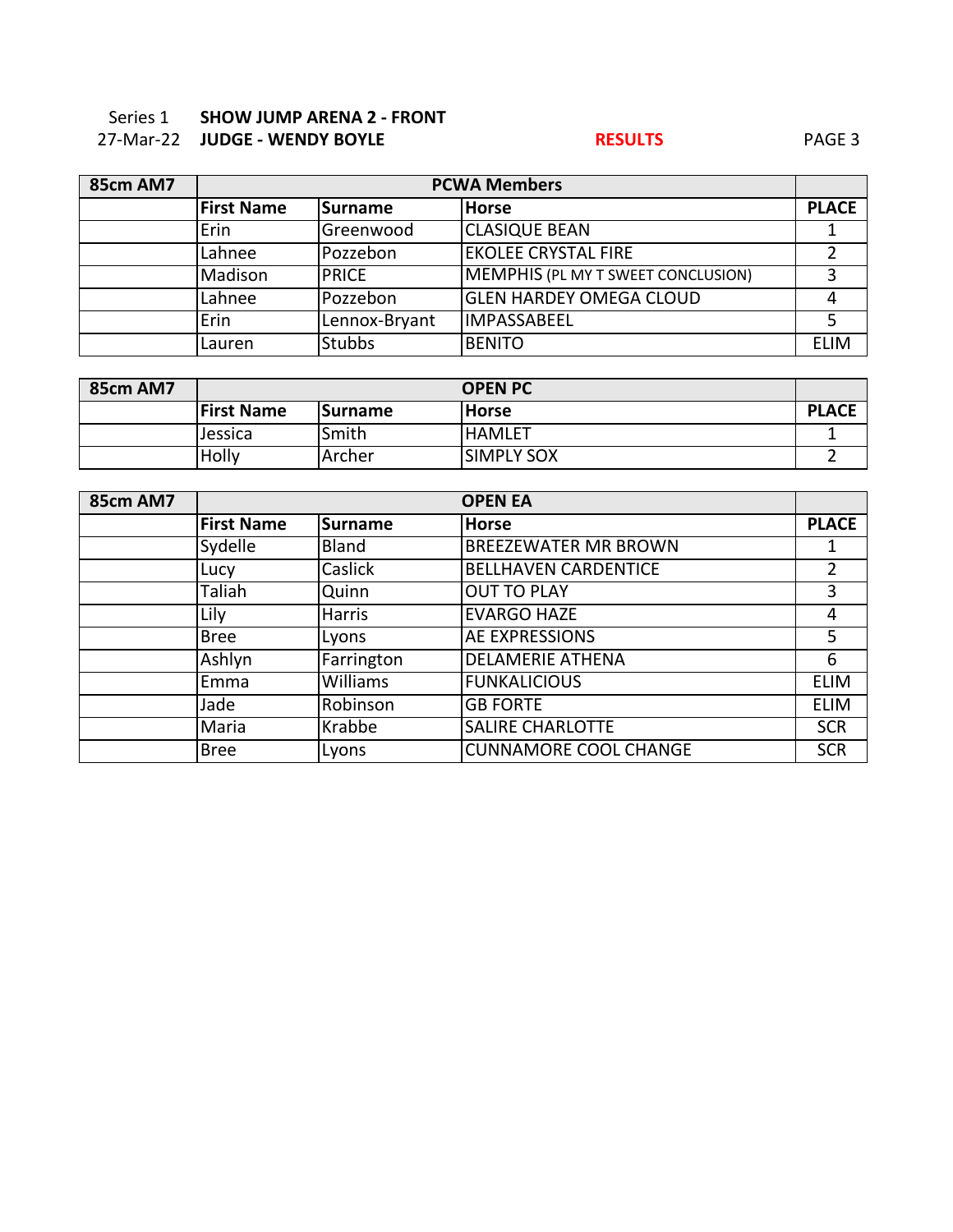Series 1 **SHOW JUMP ARENA 2 - FRONT**

27-Mar-22 **JUDGE - WENDY BOYLE** **RESULTS**

| 85cm AM7 | PCWA Members | | | |
|---|---|---|---|---|
| | **First Name** | **Surname** | **Horse** | **PLACE** |
| | Erin | Greenwood | CLASIQUE BEAN | 1 |
| | Lahnee | Pozzebon | EKOLEE CRYSTAL FIRE | 2 |
| | Madison | PRICE | MEMPHIS (PL MY T SWEET CONCLUSION) | 3 |
| | Lahnee | Pozzebon | GLEN HARDEY OMEGA CLOUD | 4 |
| | Erin | Lennox-Bryant | IMPASSABEEL | 5 |
| | Lauren | Stubbs | BENITO | ELIM |

| 85cm AM7 | OPEN PC | | | |
|---|---|---|---|---|
| | **First Name** | **Surname** | **Horse** | **PLACE** |
| | Jessica | Smith | HAMLET | 1 |
| | Holly | Archer | SIMPLY SOX | 2 |

| 85cm AM7 | OPEN EA | | | |
|---|---|---|---|---|
| | **First Name** | **Surname** | **Horse** | **PLACE** |
| | Sydelle | Bland | BREEZEWATER MR BROWN | 1 |
| | Lucy | Caslick | BELLHAVEN CARDENTICE | 2 |
| | Taliah | Quinn | OUT TO PLAY | 3 |
| | Lily | Harris | EVARGO HAZE | 4 |
| | Bree | Lyons | AE EXPRESSIONS | 5 |
| | Ashlyn | Farrington | DELAMERIE ATHENA | 6 |
| | Emma | Williams | FUNKALICIOUS | ELIM |
| | Jade | Robinson | GB FORTE | ELIM |
| | Maria | Krabbe | SALIRE CHARLOTTE | SCR |
| | Bree | Lyons | CUNNAMORE COOL CHANGE | SCR |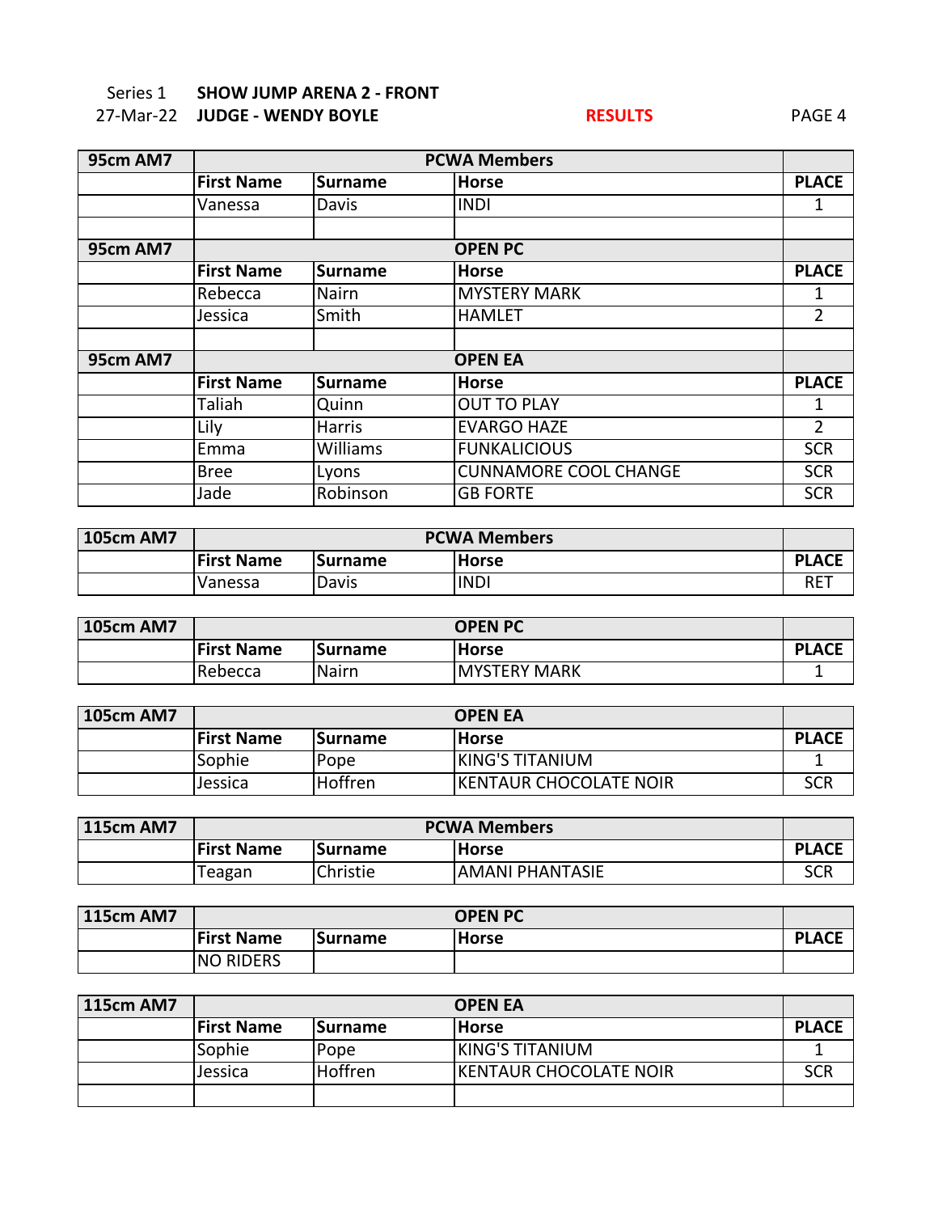Series 1 **SHOW JUMP ARENA 2 - FRONT**

27-Mar-22 **JUDGE - WENDY BOYLE** **RESULTS**

| 95cm AM7 | PCWA Members | | | |
|---|---|---|---|---|
| | **First Name** | **Surname** | **Horse** | **PLACE** |
| | Vanessa | Davis | INDI | 1 |
| | | | | |
| **95cm AM7** | **OPEN PC** | | | |
| | **First Name** | **Surname** | **Horse** | **PLACE** |
| | Rebecca | Nairn | MYSTERY MARK | 1 |
| | Jessica | Smith | HAMLET | 2 |
| | | | | |
| **95cm AM7** | **OPEN EA** | | | |
| | **First Name** | **Surname** | **Horse** | **PLACE** |
| | Taliah | Quinn | OUT TO PLAY | 1 |
| | Lily | Harris | EVARGO HAZE | 2 |
| | Emma | Williams | FUNKALICIOUS | SCR |
| | Bree | Lyons | CUNNAMORE COOL CHANGE | SCR |
| | Jade | Robinson | GB FORTE | SCR |

| 105cm AM7 | PCWA Members | | | |
|---|---|---|---|---|
| | **First Name** | **Surname** | **Horse** | **PLACE** |
| | Vanessa | Davis | INDI | RET |

| 105cm AM7 | OPEN PC | | | |
|---|---|---|---|---|
| | **First Name** | **Surname** | **Horse** | **PLACE** |
| | Rebecca | Nairn | MYSTERY MARK | 1 |

| 105cm AM7 | OPEN EA | | | |
|---|---|---|---|---|
| | **First Name** | **Surname** | **Horse** | **PLACE** |
| | Sophie | Pope | KING'S TITANIUM | 1 |
| | Jessica | Hoffren | KENTAUR CHOCOLATE NOIR | SCR |

| 115cm AM7 | PCWA Members | | | |
|---|---|---|---|---|
| | **First Name** | **Surname** | **Horse** | **PLACE** |
| | Teagan | Christie | AMANI PHANTASIE | SCR |

| 115cm AM7 | OPEN PC | | | |
|---|---|---|---|---|
| | **First Name** | **Surname** | **Horse** | **PLACE** |
| | NO RIDERS | | | |

| 115cm AM7 | OPEN EA | | | |
|---|---|---|---|---|
| | **First Name** | **Surname** | **Horse** | **PLACE** |
| | Sophie | Pope | KING'S TITANIUM | 1 |
| | Jessica | Hoffren | KENTAUR CHOCOLATE NOIR | SCR |
| | | | | |